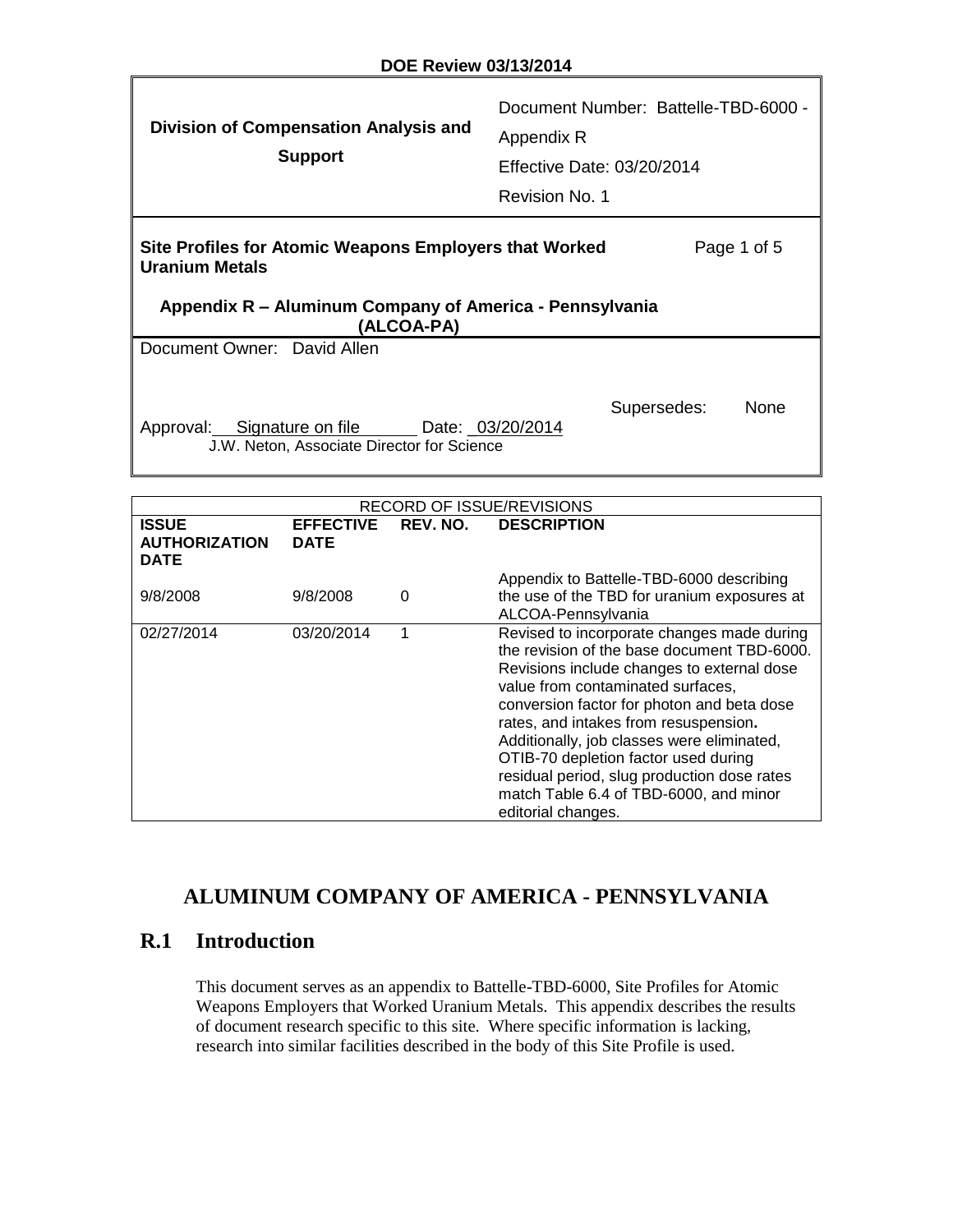DOE Review 03/13/2014

| Division of Compensation Analysis and Support | Document Number: Battelle-TBD-6000 - Appendix R<br>Effective Date: 03/20/2014<br>Revision No. 1 |
|---|---|

**Site Profiles for Atomic Weapons Employers that Worked Uranium Metals**

**Appendix R – Aluminum Company of America - Pennsylvania (ALCOA-PA)**

Document Owner: David Allen

Supersedes: None

Approval: Signature on file Date: 03/20/2014
J.W. Neton, Associate Director for Science

| RECORD OF ISSUE/REVISIONS | | | |
|---|---|---|---|
| **ISSUE AUTHORIZATION DATE** | **EFFECTIVE DATE** | **REV. NO.** | **DESCRIPTION** |
| 9/8/2008 | 9/8/2008 | 0 | Appendix to Battelle-TBD-6000 describing the use of the TBD for uranium exposures at ALCOA-Pennsylvania |
| 02/27/2014 | 03/20/2014 | 1 | Revised to incorporate changes made during the revision of the base document TBD-6000. Revisions include changes to external dose value from contaminated surfaces, conversion factor for photon and beta dose rates, and intakes from resuspension. Additionally, job classes were eliminated, OTIB-70 depletion factor used during residual period, slug production dose rates match Table 6.4 of TBD-6000, and minor editorial changes. |

# ALUMINUM COMPANY OF AMERICA - PENNSYLVANIA

## R.1 Introduction

This document serves as an appendix to Battelle-TBD-6000, Site Profiles for Atomic Weapons Employers that Worked Uranium Metals. This appendix describes the results of document research specific to this site. Where specific information is lacking, research into similar facilities described in the body of this Site Profile is used.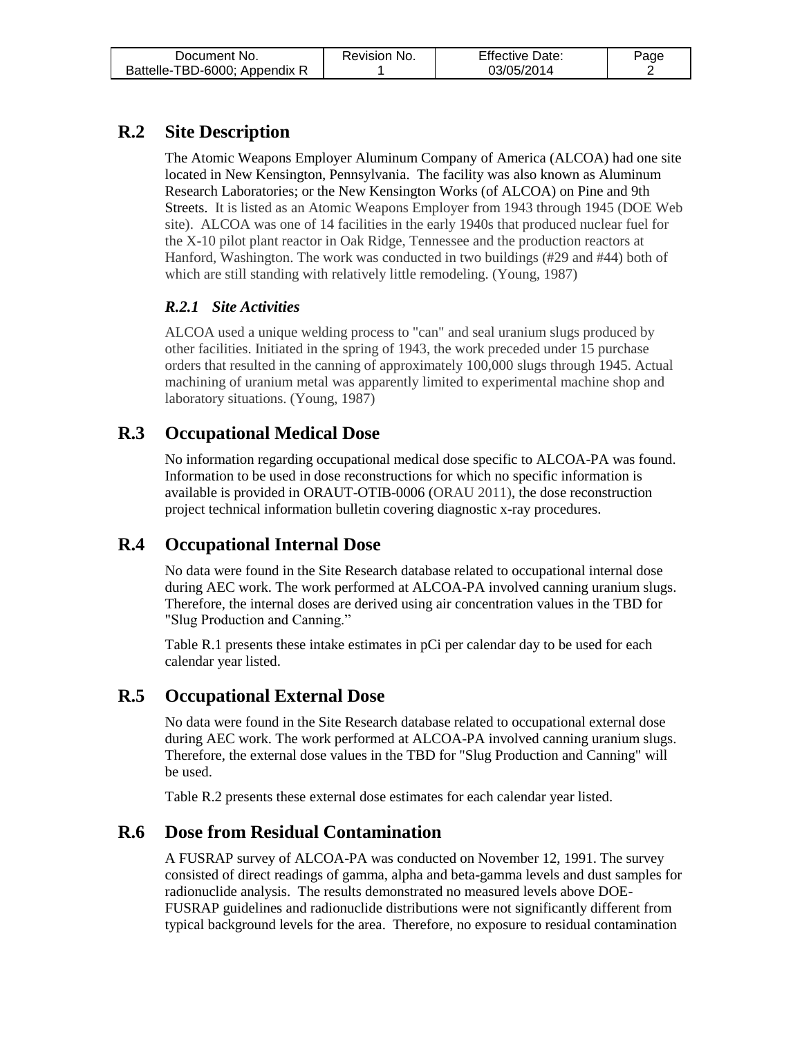## R.2 Site Description

The Atomic Weapons Employer Aluminum Company of America (ALCOA) had one site located in New Kensington, Pennsylvania. The facility was also known as Aluminum Research Laboratories; or the New Kensington Works (of ALCOA) on Pine and 9th Streets. It is listed as an Atomic Weapons Employer from 1943 through 1945 (DOE Web site). ALCOA was one of 14 facilities in the early 1940s that produced nuclear fuel for the X-10 pilot plant reactor in Oak Ridge, Tennessee and the production reactors at Hanford, Washington. The work was conducted in two buildings (#29 and #44) both of which are still standing with relatively little remodeling. (Young, 1987)

### *R.2.1 Site Activities*

ALCOA used a unique welding process to "can" and seal uranium slugs produced by other facilities. Initiated in the spring of 1943, the work preceded under 15 purchase orders that resulted in the canning of approximately 100,000 slugs through 1945. Actual machining of uranium metal was apparently limited to experimental machine shop and laboratory situations. (Young, 1987)

## R.3 Occupational Medical Dose

No information regarding occupational medical dose specific to ALCOA-PA was found. Information to be used in dose reconstructions for which no specific information is available is provided in ORAUT-OTIB-0006 (ORAU 2011), the dose reconstruction project technical information bulletin covering diagnostic x-ray procedures.

## R.4 Occupational Internal Dose

No data were found in the Site Research database related to occupational internal dose during AEC work. The work performed at ALCOA-PA involved canning uranium slugs. Therefore, the internal doses are derived using air concentration values in the TBD for "Slug Production and Canning."

Table R.1 presents these intake estimates in pCi per calendar day to be used for each calendar year listed.

## R.5 Occupational External Dose

No data were found in the Site Research database related to occupational external dose during AEC work. The work performed at ALCOA-PA involved canning uranium slugs. Therefore, the external dose values in the TBD for "Slug Production and Canning" will be used.

Table R.2 presents these external dose estimates for each calendar year listed.

## R.6 Dose from Residual Contamination

A FUSRAP survey of ALCOA-PA was conducted on November 12, 1991. The survey consisted of direct readings of gamma, alpha and beta-gamma levels and dust samples for radionuclide analysis. The results demonstrated no measured levels above DOE-FUSRAP guidelines and radionuclide distributions were not significantly different from typical background levels for the area. Therefore, no exposure to residual contamination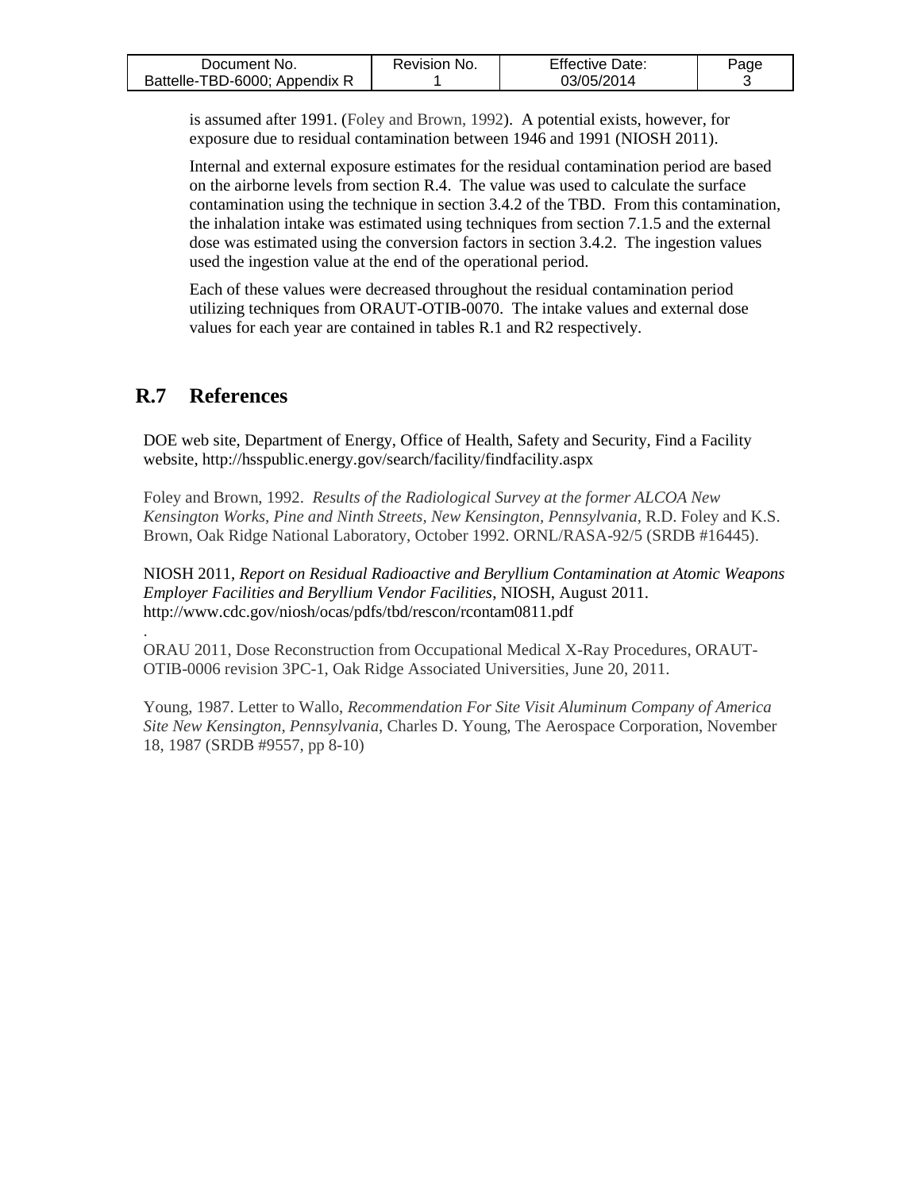is assumed after 1991. (Foley and Brown, 1992). A potential exists, however, for exposure due to residual contamination between 1946 and 1991 (NIOSH 2011).

Internal and external exposure estimates for the residual contamination period are based on the airborne levels from section R.4. The value was used to calculate the surface contamination using the technique in section 3.4.2 of the TBD. From this contamination, the inhalation intake was estimated using techniques from section 7.1.5 and the external dose was estimated using the conversion factors in section 3.4.2. The ingestion values used the ingestion value at the end of the operational period.

Each of these values were decreased throughout the residual contamination period utilizing techniques from ORAUT-OTIB-0070. The intake values and external dose values for each year are contained in tables R.1 and R2 respectively.

## R.7 References

DOE web site, Department of Energy, Office of Health, Safety and Security, Find a Facility website, http://hsspublic.energy.gov/search/facility/findfacility.aspx

Foley and Brown, 1992. *Results of the Radiological Survey at the former ALCOA New Kensington Works, Pine and Ninth Streets, New Kensington, Pennsylvania*, R.D. Foley and K.S. Brown, Oak Ridge National Laboratory, October 1992. ORNL/RASA-92/5 (SRDB #16445).

NIOSH 2011, *Report on Residual Radioactive and Beryllium Contamination at Atomic Weapons Employer Facilities and Beryllium Vendor Facilities*, NIOSH, August 2011. http://www.cdc.gov/niosh/ocas/pdfs/tbd/rescon/rcontam0811.pdf

ORAU 2011, Dose Reconstruction from Occupational Medical X-Ray Procedures, ORAUT-OTIB-0006 revision 3PC-1, Oak Ridge Associated Universities, June 20, 2011.

Young, 1987. Letter to Wallo, *Recommendation For Site Visit Aluminum Company of America Site New Kensington, Pennsylvania*, Charles D. Young, The Aerospace Corporation, November 18, 1987 (SRDB #9557, pp 8-10)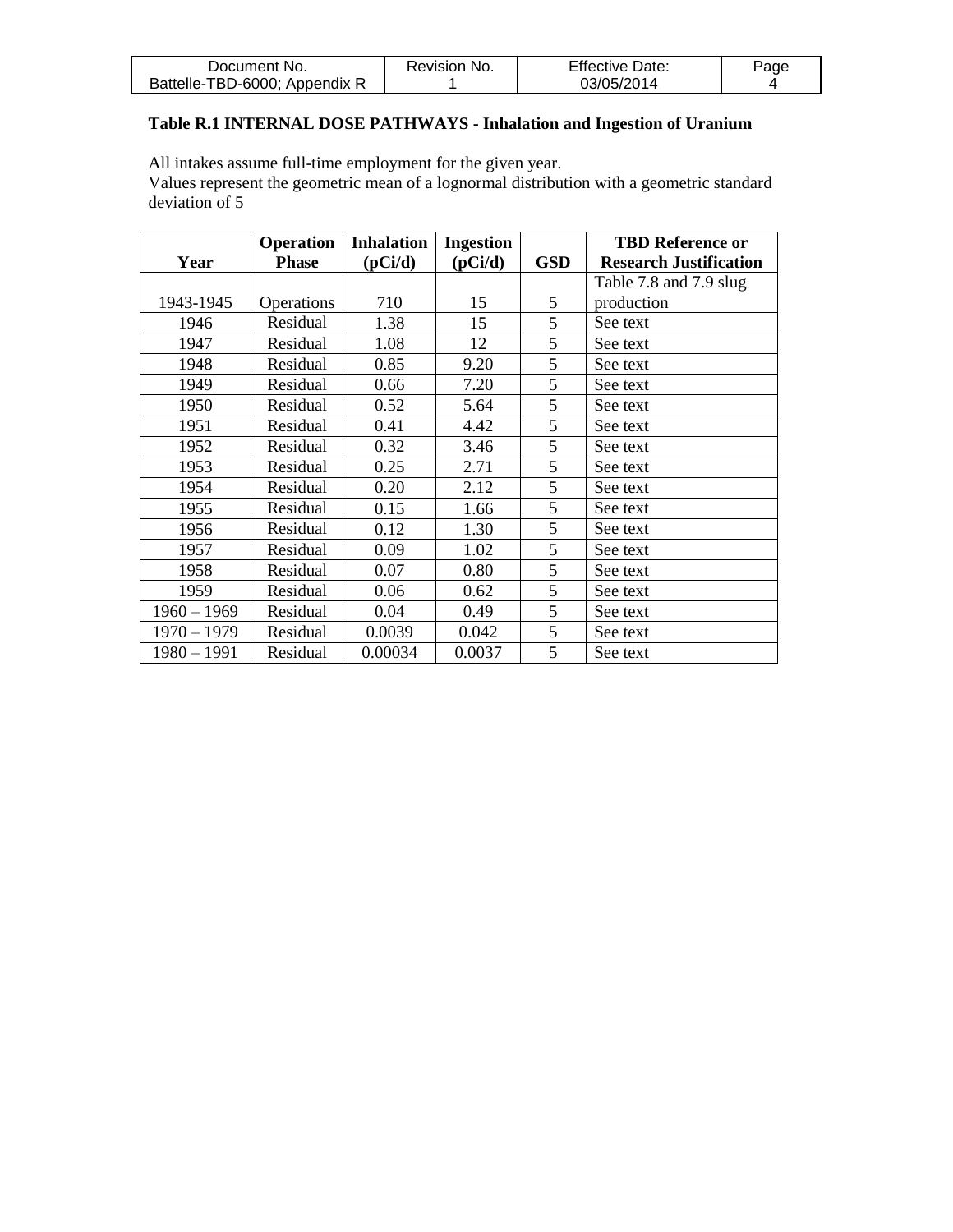**Table R.1 INTERNAL DOSE PATHWAYS - Inhalation and Ingestion of Uranium**

All intakes assume full-time employment for the given year.
Values represent the geometric mean of a lognormal distribution with a geometric standard deviation of 5

| Year | Operation Phase | Inhalation (pCi/d) | Ingestion (pCi/d) | GSD | TBD Reference or Research Justification |
|---|---|---|---|---|---|
| 1943-1945 | Operations | 710 | 15 | 5 | Table 7.8 and 7.9 slug production |
| 1946 | Residual | 1.38 | 15 | 5 | See text |
| 1947 | Residual | 1.08 | 12 | 5 | See text |
| 1948 | Residual | 0.85 | 9.20 | 5 | See text |
| 1949 | Residual | 0.66 | 7.20 | 5 | See text |
| 1950 | Residual | 0.52 | 5.64 | 5 | See text |
| 1951 | Residual | 0.41 | 4.42 | 5 | See text |
| 1952 | Residual | 0.32 | 3.46 | 5 | See text |
| 1953 | Residual | 0.25 | 2.71 | 5 | See text |
| 1954 | Residual | 0.20 | 2.12 | 5 | See text |
| 1955 | Residual | 0.15 | 1.66 | 5 | See text |
| 1956 | Residual | 0.12 | 1.30 | 5 | See text |
| 1957 | Residual | 0.09 | 1.02 | 5 | See text |
| 1958 | Residual | 0.07 | 0.80 | 5 | See text |
| 1959 | Residual | 0.06 | 0.62 | 5 | See text |
| 1960 – 1969 | Residual | 0.04 | 0.49 | 5 | See text |
| 1970 – 1979 | Residual | 0.0039 | 0.042 | 5 | See text |
| 1980 – 1991 | Residual | 0.00034 | 0.0037 | 5 | See text |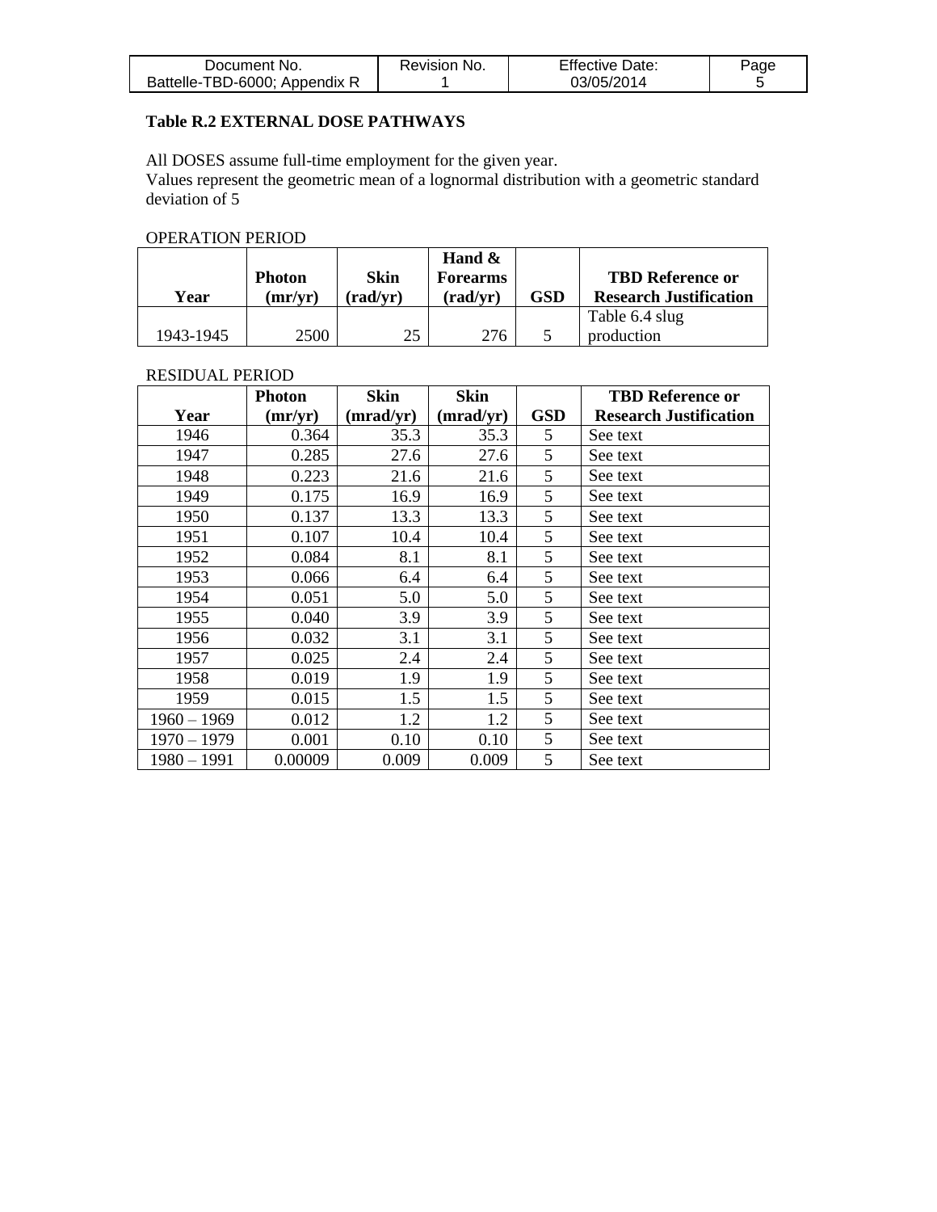**Table R.2 EXTERNAL DOSE PATHWAYS**

All DOSES assume full-time employment for the given year.
Values represent the geometric mean of a lognormal distribution with a geometric standard deviation of 5

OPERATION PERIOD

| Year | Photon (mr/yr) | Skin (rad/yr) | Hand & Forearms (rad/yr) | GSD | TBD Reference or Research Justification |
|---|---|---|---|---|---|
| 1943-1945 | 2500 | 25 | 276 | 5 | Table 6.4 slug production |

RESIDUAL PERIOD

| Year | Photon (mr/yr) | Skin (mrad/yr) | Skin (mrad/yr) | GSD | TBD Reference or Research Justification |
|---|---|---|---|---|---|
| 1946 | 0.364 | 35.3 | 35.3 | 5 | See text |
| 1947 | 0.285 | 27.6 | 27.6 | 5 | See text |
| 1948 | 0.223 | 21.6 | 21.6 | 5 | See text |
| 1949 | 0.175 | 16.9 | 16.9 | 5 | See text |
| 1950 | 0.137 | 13.3 | 13.3 | 5 | See text |
| 1951 | 0.107 | 10.4 | 10.4 | 5 | See text |
| 1952 | 0.084 | 8.1 | 8.1 | 5 | See text |
| 1953 | 0.066 | 6.4 | 6.4 | 5 | See text |
| 1954 | 0.051 | 5.0 | 5.0 | 5 | See text |
| 1955 | 0.040 | 3.9 | 3.9 | 5 | See text |
| 1956 | 0.032 | 3.1 | 3.1 | 5 | See text |
| 1957 | 0.025 | 2.4 | 2.4 | 5 | See text |
| 1958 | 0.019 | 1.9 | 1.9 | 5 | See text |
| 1959 | 0.015 | 1.5 | 1.5 | 5 | See text |
| 1960 – 1969 | 0.012 | 1.2 | 1.2 | 5 | See text |
| 1970 – 1979 | 0.001 | 0.10 | 0.10 | 5 | See text |
| 1980 – 1991 | 0.00009 | 0.009 | 0.009 | 5 | See text |